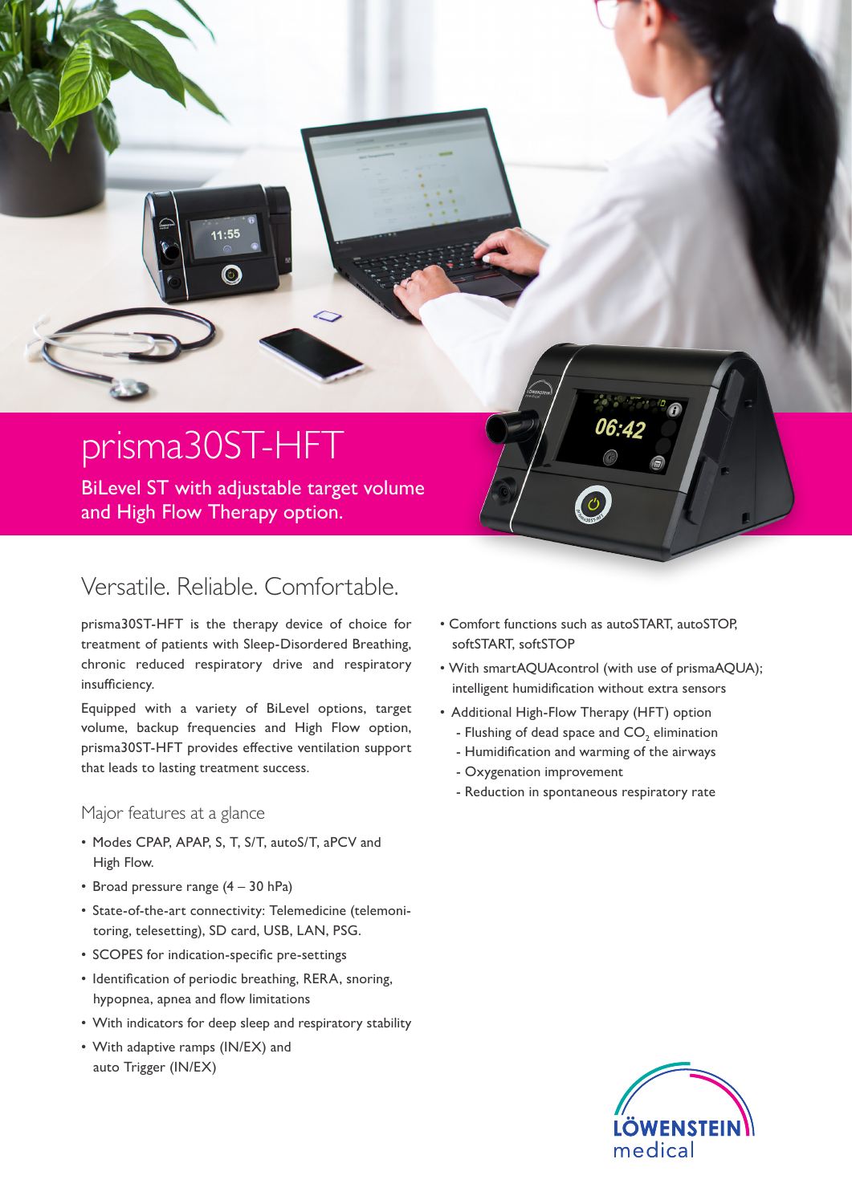# prisma30ST-HFT

BiLevel ST with adjustable target volume and High Flow Therapy option.

## Versatile. Reliable. Comfortable.

prisma30ST-HFT is the therapy device of choice for treatment of patients with Sleep-Disordered Breathing, chronic reduced respiratory drive and respiratory insufficiency.

Equipped with a variety of BiLevel options, target volume, backup frequencies and High Flow option, prisma30ST-HFT provides effective ventilation support that leads to lasting treatment success.

### Major features at a glance

- Modes CPAP, APAP, S, T, S/T, autoS/T, aPCV and High Flow.
- Broad pressure range (4 – 30 hPa)
- State-of-the-art connectivity: Telemedicine (telemonitoring, telesetting), SD card, USB, LAN, PSG.
- SCOPES for indication-specific pre-settings
- Identification of periodic breathing, RERA, snoring, hypopnea, apnea and flow limitations
- With indicators for deep sleep and respiratory stability
- With adaptive ramps (IN/EX) and auto Trigger (IN/EX)
- Comfort functions such as autoSTART, autoSTOP, softSTART, softSTOP
- With smartAQUAcontrol (with use of prismaAQUA); intelligent humidification without extra sensors
- Additional High-Flow Therapy (HFT) option
  - Flushing of dead space and $CO_2$ elimination
  - Humidification and warming of the airways
  - Oxygenation improvement
  - Reduction in spontaneous respiratory rate

LÖWENSTEIN medical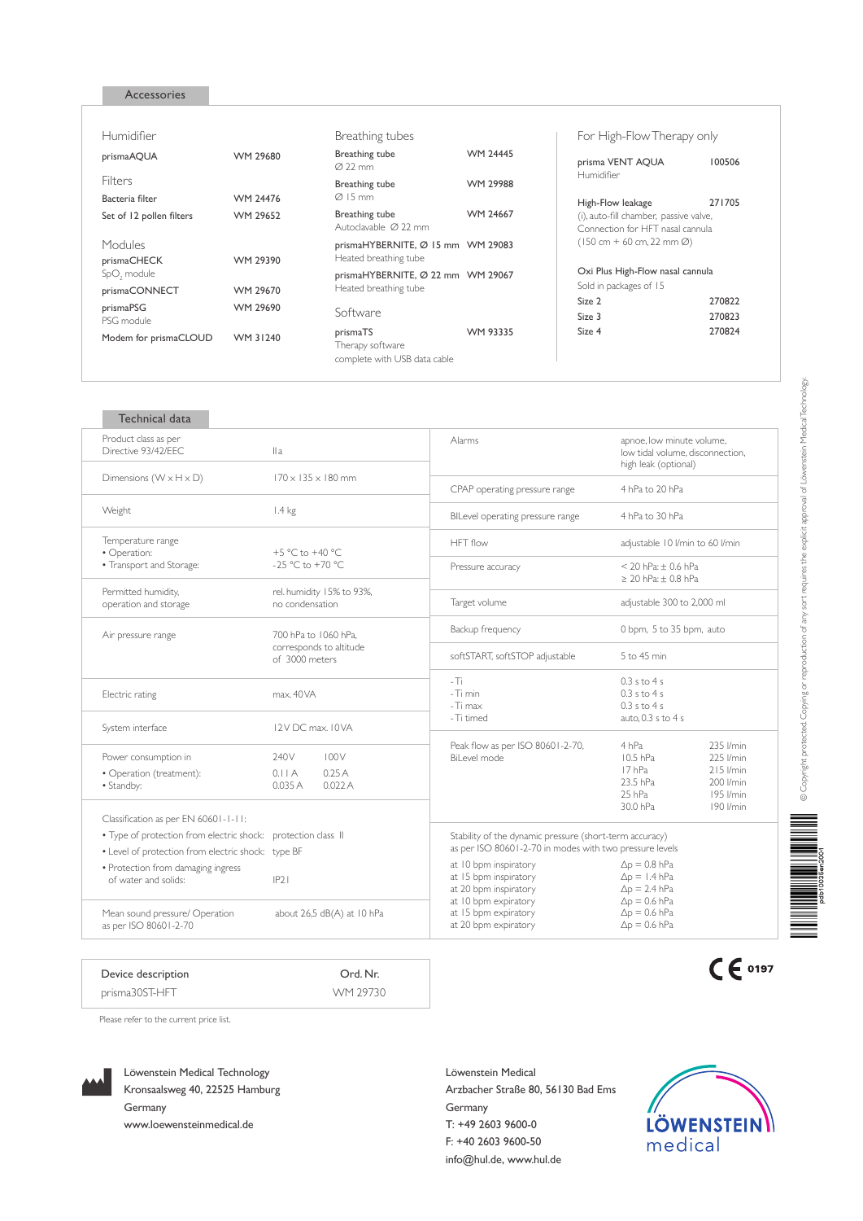## Accessories

### Humidifier

| | |
|---|---|
| prismaAQUA | WM 29680 |

### Filters

| | |
|---|---|
| Bacteria filter | WM 24476 |
| Set of 12 pollen filters | WM 29652 |

### Modules

| | |
|---|---|
| prismaCHECK<br>$SpO_2$ module | WM 29390 |
| prismaCONNECT | WM 29670 |
| prismaPSG<br>PSG module | WM 29690 |
| Modem for prismaCLOUD | WM 31240 |

### Breathing tubes

| | |
|---|---|
| Breathing tube<br>Ø 22 mm | WM 24445 |
| Breathing tube<br>Ø 15 mm | WM 29988 |
| Breathing tube<br>Autoclavable Ø 22 mm | WM 24667 |
| prismaHYBERNITE, Ø 15 mm<br>Heated breathing tube | WM 29083 |
| prismaHYBERNITE, Ø 22 mm<br>Heated breathing tube | WM 29067 |

### Software

| | |
|---|---|
| prismaTS<br>Therapy software<br>complete with USB data cable | WM 93335 |

### For High-Flow Therapy only

| | |
|---|---|
| prisma VENT AQUA<br>Humidifier | 100506 |
| High-Flow leakage<br>(i), auto-fill chamber, passive valve,<br>Connection for HFT nasal cannula<br>(150 cm + 60 cm, 22 mm Ø) | 271705 |

Oxi Plus High-Flow nasal cannula
Sold in packages of 15

| | |
|---|---|
| Size 2 | 270822 |
| Size 3 | 270823 |
| Size 4 | 270824 |

## Technical data

| | | |
|---|---|---|
| Product class as per Directive 93/42/EEC | IIa | |
| Dimensions (W x H x D) | 170 x 135 x 180 mm | |
| Weight | 1.4 kg | |
| Temperature range<br>• Operation:<br>• Transport and Storage: | <br>+5 °C to +40 °C<br>-25 °C to +70 °C | |
| Permitted humidity, operation and storage | rel. humidity 15% to 93%, no condensation | |
| Air pressure range | 700 hPa to 1060 hPa, corresponds to altitude of 3000 meters | |
| Electric rating | max. 40 VA | |
| System interface | 12 V DC max. 10 VA | |
| Power consumption in<br>• Operation (treatment):<br>• Standby: | 240 V<br>0.11 A<br>0.035 A | 100 V<br>0.25 A<br>0.022 A |
| Classification as per EN 60601-1-11:<br>• Type of protection from electric shock:<br>• Level of protection from electric shock:<br>• Protection from damaging ingress of water and solids: | <br>protection class II<br>type BF<br>IP21 | |
| Mean sound pressure/ Operation as per ISO 80601-2-70 | about 26,5 dB(A) at 10 hPa | |

| | | |
|---|---|---|
| Alarms | apnoe, low minute volume, low tidal volume, disconnection, high leak (optional) | |
| CPAP operating pressure range | 4 hPa to 20 hPa | |
| BILevel operating pressure range | 4 hPa to 30 hPa | |
| HFT flow | adjustable 10 l/min to 60 l/min | |
| Pressure accuracy | < 20 hPa: ± 0.6 hPa<br>≥ 20 hPa: ± 0.8 hPa | |
| Target volume | adjustable 300 to 2,000 ml | |
| Backup frequency | 0 bpm, 5 to 35 bpm, auto | |
| softSTART, softSTOP adjustable | 5 to 45 min | |
| - Ti<br>- Ti min<br>- Ti max<br>- Ti timed | 0.3 s to 4 s<br>0.3 s to 4 s<br>0.3 s to 4 s<br>auto, 0.3 s to 4 s | |
| Peak flow as per ISO 80601-2-70, BiLevel mode | 4 hPa<br>10.5 hPa<br>17 hPa<br>23.5 hPa<br>25 hPa<br>30.0 hPa | 235 l/min<br>225 l/min<br>215 l/min<br>200 l/min<br>195 l/min<br>190 l/min |

Stability of the dynamic pressure (short-term accuracy) as per ISO 80601-2-70 in modes with two pressure levels

| | |
|---|---|
| at 10 bpm inspiratory | $\Delta p$ = 0.8 hPa |
| at 15 bpm inspiratory | $\Delta p$ = 1.4 hPa |
| at 20 bpm inspiratory | $\Delta p$ = 2.4 hPa |
| at 10 bpm expiratory | $\Delta p$ = 0.6 hPa |
| at 15 bpm expiratory | $\Delta p$ = 0.6 hPa |
| at 20 bpm expiratory | $\Delta p$ = 0.6 hPa |

| Device description | Ord. Nr. |
|---|---|
| prisma30ST-HFT | WM 29730 |

Please refer to the current price list.

CE 0197

Löwenstein Medical Technology
Kronsaalsweg 40, 22525 Hamburg
Germany
www.loewensteinmedical.de

Löwenstein Medical
Arzbacher Straße 80, 56130 Bad Ems
Germany
T: +49 2603 9600-0
F: +40 2603 9600-50
info@hul.de, www.hul.de

LÖWENSTEIN medical

© Copyright protected. Copying or reproduction of any sort requires the explicit approval of Loewenstein Medical Technology.

pdb10035en2004